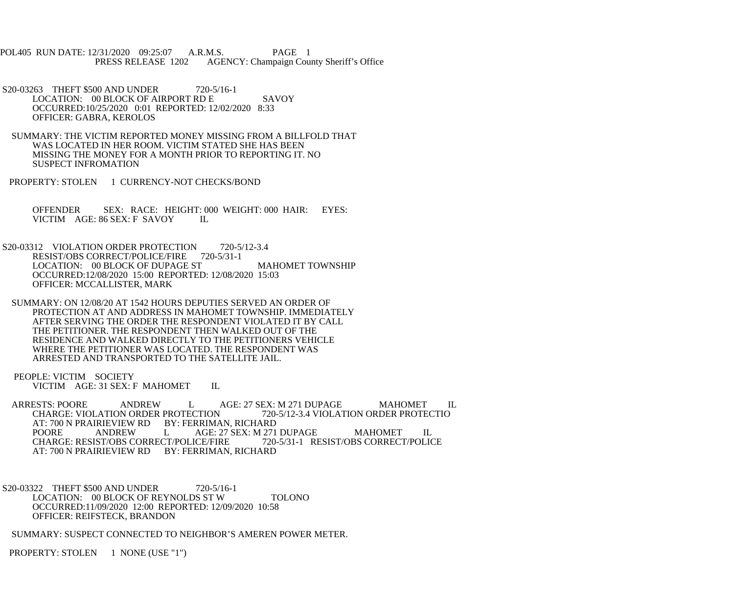POL405 RUN DATE: 12/31/2020 09:25:07 A.R.M.S. PAGE 1
PRESS RELEASE 1202 AGENCY: Champaign County Sheriff's Office

S20-03263 THEFT $500 AND UNDER 720-5/16-1
LOCATION: 00 BLOCK OF AIRPORT RD E SAVOY
OCCURRED:10/25/2020 0:01 REPORTED: 12/02/2020 8:33
OFFICER: GABRA, KEROLOS

SUMMARY: THE VICTIM REPORTED MONEY MISSING FROM A BILLFOLD THAT WAS LOCATED IN HER ROOM. VICTIM STATED SHE HAS BEEN MISSING THE MONEY FOR A MONTH PRIOR TO REPORTING IT. NO SUSPECT INFROMATION

PROPERTY: STOLEN 1 CURRENCY-NOT CHECKS/BOND

OFFENDER SEX: RACE: HEIGHT: 000 WEIGHT: 000 HAIR: EYES:
VICTIM AGE: 86 SEX: F SAVOY IL

S20-03312 VIOLATION ORDER PROTECTION 720-5/12-3.4
RESIST/OBS CORRECT/POLICE/FIRE 720-5/31-1
LOCATION: 00 BLOCK OF DUPAGE ST MAHOMET TOWNSHIP
OCCURRED:12/08/2020 15:00 REPORTED: 12/08/2020 15:03
OFFICER: MCCALLISTER, MARK

SUMMARY: ON 12/08/20 AT 1542 HOURS DEPUTIES SERVED AN ORDER OF PROTECTION AT AND ADDRESS IN MAHOMET TOWNSHIP. IMMEDIATELY AFTER SERVING THE ORDER THE RESPONDENT VIOLATED IT BY CALL THE PETITIONER. THE RESPONDENT THEN WALKED OUT OF THE RESIDENCE AND WALKED DIRECTLY TO THE PETITIONERS VEHICLE WHERE THE PETITIONER WAS LOCATED. THE RESPONDENT WAS ARRESTED AND TRANSPORTED TO THE SATELLITE JAIL.

PEOPLE: VICTIM SOCIETY
VICTIM AGE: 31 SEX: F MAHOMET IL

ARRESTS: POORE ANDREW L AGE: 27 SEX: M 271 DUPAGE MAHOMET IL
CHARGE: VIOLATION ORDER PROTECTION 720-5/12-3.4 VIOLATION ORDER PROTECTIO
AT: 700 N PRAIRIEVIEW RD BY: FERRIMAN, RICHARD
POORE ANDREW L AGE: 27 SEX: M 271 DUPAGE MAHOMET IL
CHARGE: RESIST/OBS CORRECT/POLICE/FIRE 720-5/31-1 RESIST/OBS CORRECT/POLICE
AT: 700 N PRAIRIEVIEW RD BY: FERRIMAN, RICHARD

S20-03322 THEFT $500 AND UNDER 720-5/16-1
LOCATION: 00 BLOCK OF REYNOLDS ST W TOLONO
OCCURRED:11/09/2020 12:00 REPORTED: 12/09/2020 10:58
OFFICER: REIFSTECK, BRANDON

SUMMARY: SUSPECT CONNECTED TO NEIGHBOR'S AMEREN POWER METER.

PROPERTY: STOLEN 1 NONE (USE "1")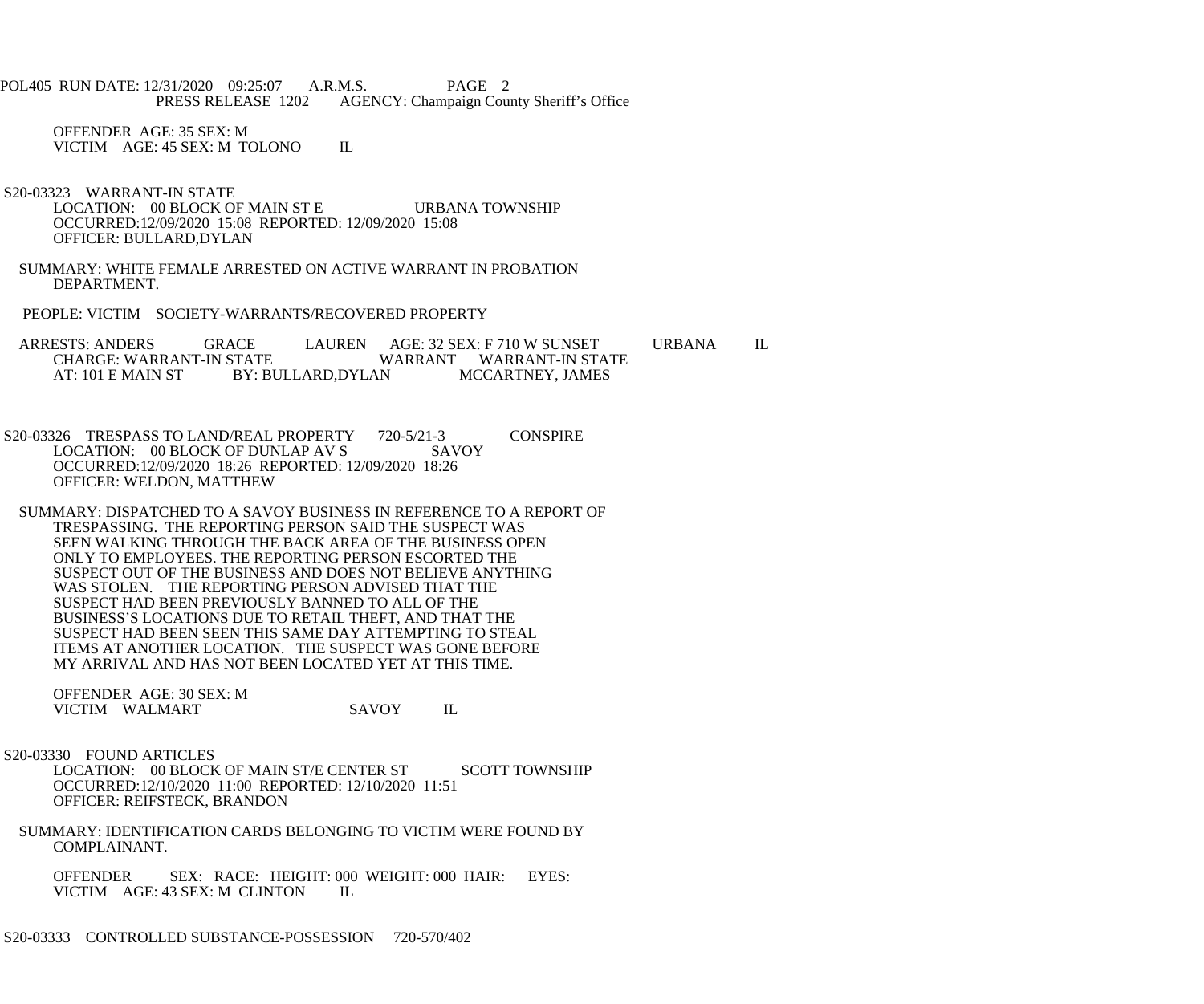OFFENDER AGE: 35 SEX: M
VICTIM AGE: 45 SEX: M TOLONO IL

S20-03323 WARRANT-IN STATE
LOCATION: 00 BLOCK OF MAIN ST E URBANA TOWNSHIP
OCCURRED:12/09/2020 15:08 REPORTED: 12/09/2020 15:08
OFFICER: BULLARD,DYLAN

SUMMARY: WHITE FEMALE ARRESTED ON ACTIVE WARRANT IN PROBATION DEPARTMENT.

PEOPLE: VICTIM SOCIETY-WARRANTS/RECOVERED PROPERTY

ARRESTS: ANDERS GRACE LAUREN AGE: 32 SEX: F 710 W SUNSET URBANA IL
CHARGE: WARRANT-IN STATE WARRANT WARRANT-IN STATE
AT: 101 E MAIN ST BY: BULLARD,DYLAN MCCARTNEY, JAMES

S20-03326 TRESPASS TO LAND/REAL PROPERTY 720-5/21-3 CONSPIRE
LOCATION: 00 BLOCK OF DUNLAP AV S SAVOY
OCCURRED:12/09/2020 18:26 REPORTED: 12/09/2020 18:26
OFFICER: WELDON, MATTHEW

SUMMARY: DISPATCHED TO A SAVOY BUSINESS IN REFERENCE TO A REPORT OF TRESPASSING. THE REPORTING PERSON SAID THE SUSPECT WAS SEEN WALKING THROUGH THE BACK AREA OF THE BUSINESS OPEN ONLY TO EMPLOYEES. THE REPORTING PERSON ESCORTED THE SUSPECT OUT OF THE BUSINESS AND DOES NOT BELIEVE ANYTHING WAS STOLEN. THE REPORTING PERSON ADVISED THAT THE SUSPECT HAD BEEN PREVIOUSLY BANNED TO ALL OF THE BUSINESS'S LOCATIONS DUE TO RETAIL THEFT, AND THAT THE SUSPECT HAD BEEN SEEN THIS SAME DAY ATTEMPTING TO STEAL ITEMS AT ANOTHER LOCATION. THE SUSPECT WAS GONE BEFORE MY ARRIVAL AND HAS NOT BEEN LOCATED YET AT THIS TIME.

OFFENDER AGE: 30 SEX: M
VICTIM WALMART SAVOY IL

S20-03330 FOUND ARTICLES
LOCATION: 00 BLOCK OF MAIN ST/E CENTER ST SCOTT TOWNSHIP
OCCURRED:12/10/2020 11:00 REPORTED: 12/10/2020 11:51
OFFICER: REIFSTECK, BRANDON

SUMMARY: IDENTIFICATION CARDS BELONGING TO VICTIM WERE FOUND BY COMPLAINANT.

OFFENDER SEX: RACE: HEIGHT: 000 WEIGHT: 000 HAIR: EYES:
VICTIM AGE: 43 SEX: M CLINTON IL

S20-03333 CONTROLLED SUBSTANCE-POSSESSION 720-570/402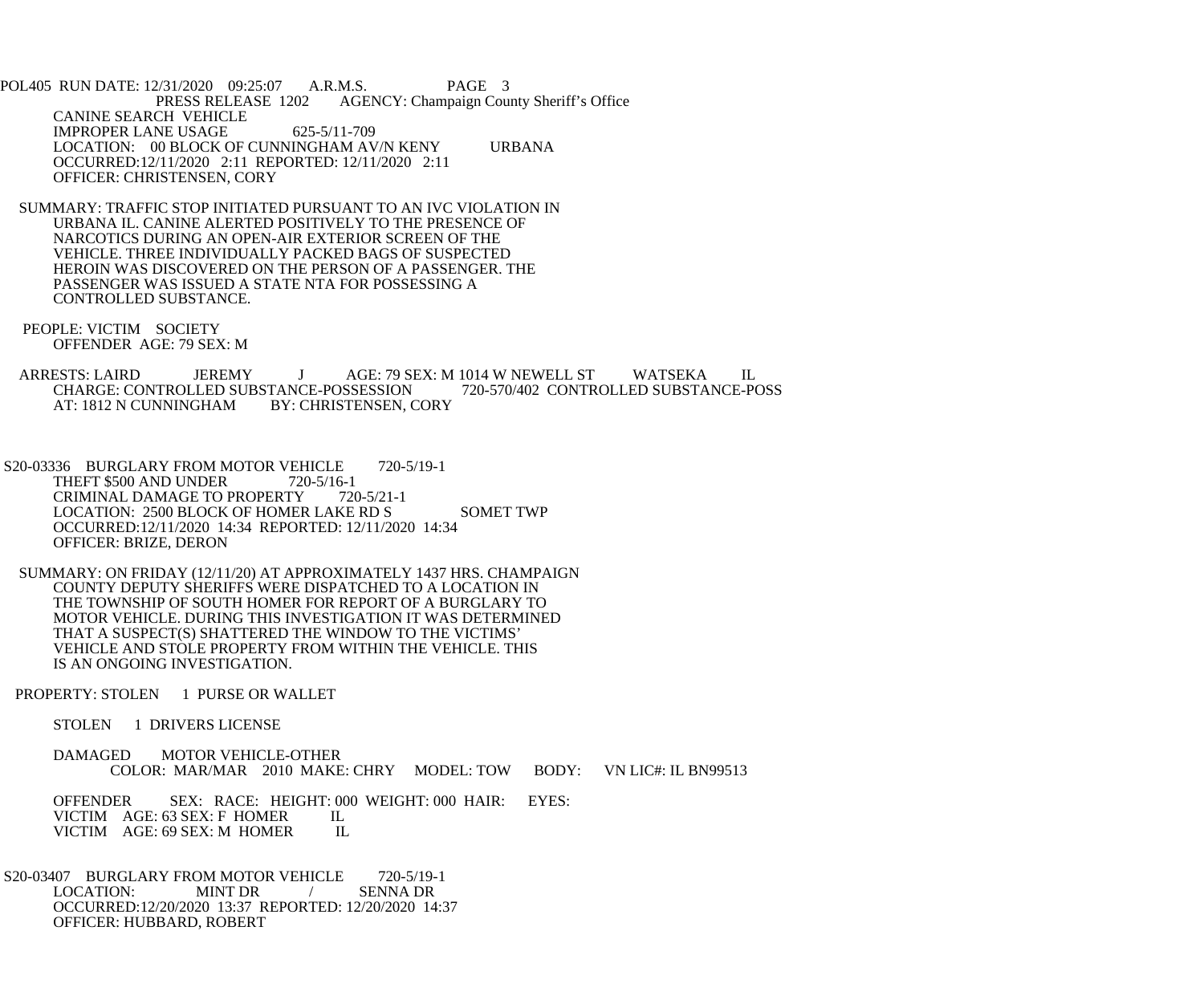POL405 RUN DATE: 12/31/2020 09:25:07 A.R.M.S. PAGE 3
PRESS RELEASE 1202 AGENCY: Champaign County Sheriff's Office

CANINE SEARCH VEHICLE
IMPROPER LANE USAGE 625-5/11-709
LOCATION: 00 BLOCK OF CUNNINGHAM AV/N KENY URBANA
OCCURRED:12/11/2020 2:11 REPORTED: 12/11/2020 2:11
OFFICER: CHRISTENSEN, CORY

SUMMARY: TRAFFIC STOP INITIATED PURSUANT TO AN IVC VIOLATION IN URBANA IL. CANINE ALERTED POSITIVELY TO THE PRESENCE OF NARCOTICS DURING AN OPEN-AIR EXTERIOR SCREEN OF THE VEHICLE. THREE INDIVIDUALLY PACKED BAGS OF SUSPECTED HEROIN WAS DISCOVERED ON THE PERSON OF A PASSENGER. THE PASSENGER WAS ISSUED A STATE NTA FOR POSSESSING A CONTROLLED SUBSTANCE.

PEOPLE: VICTIM SOCIETY
OFFENDER AGE: 79 SEX: M

ARRESTS: LAIRD JEREMY J AGE: 79 SEX: M 1014 W NEWELL ST WATSEKA IL
CHARGE: CONTROLLED SUBSTANCE-POSSESSION 720-570/402 CONTROLLED SUBSTANCE-POSS
AT: 1812 N CUNNINGHAM BY: CHRISTENSEN, CORY

S20-03336 BURGLARY FROM MOTOR VEHICLE 720-5/19-1
THEFT $500 AND UNDER 720-5/16-1
CRIMINAL DAMAGE TO PROPERTY 720-5/21-1
LOCATION: 2500 BLOCK OF HOMER LAKE RD S SOMET TWP
OCCURRED:12/11/2020 14:34 REPORTED: 12/11/2020 14:34
OFFICER: BRIZE, DERON

SUMMARY: ON FRIDAY (12/11/20) AT APPROXIMATELY 1437 HRS. CHAMPAIGN COUNTY DEPUTY SHERIFFS WERE DISPATCHED TO A LOCATION IN THE TOWNSHIP OF SOUTH HOMER FOR REPORT OF A BURGLARY TO MOTOR VEHICLE. DURING THIS INVESTIGATION IT WAS DETERMINED THAT A SUSPECT(S) SHATTERED THE WINDOW TO THE VICTIMS' VEHICLE AND STOLE PROPERTY FROM WITHIN THE VEHICLE. THIS IS AN ONGOING INVESTIGATION.

PROPERTY: STOLEN 1 PURSE OR WALLET

STOLEN 1 DRIVERS LICENSE

DAMAGED MOTOR VEHICLE-OTHER
COLOR: MAR/MAR 2010 MAKE: CHRY MODEL: TOW BODY: VN LIC#: IL BN99513

OFFENDER SEX: RACE: HEIGHT: 000 WEIGHT: 000 HAIR: EYES:
VICTIM AGE: 63 SEX: F HOMER IL
VICTIM AGE: 69 SEX: M HOMER IL

S20-03407 BURGLARY FROM MOTOR VEHICLE 720-5/19-1
LOCATION: MINT DR / SENNA DR
OCCURRED:12/20/2020 13:37 REPORTED: 12/20/2020 14:37
OFFICER: HUBBARD, ROBERT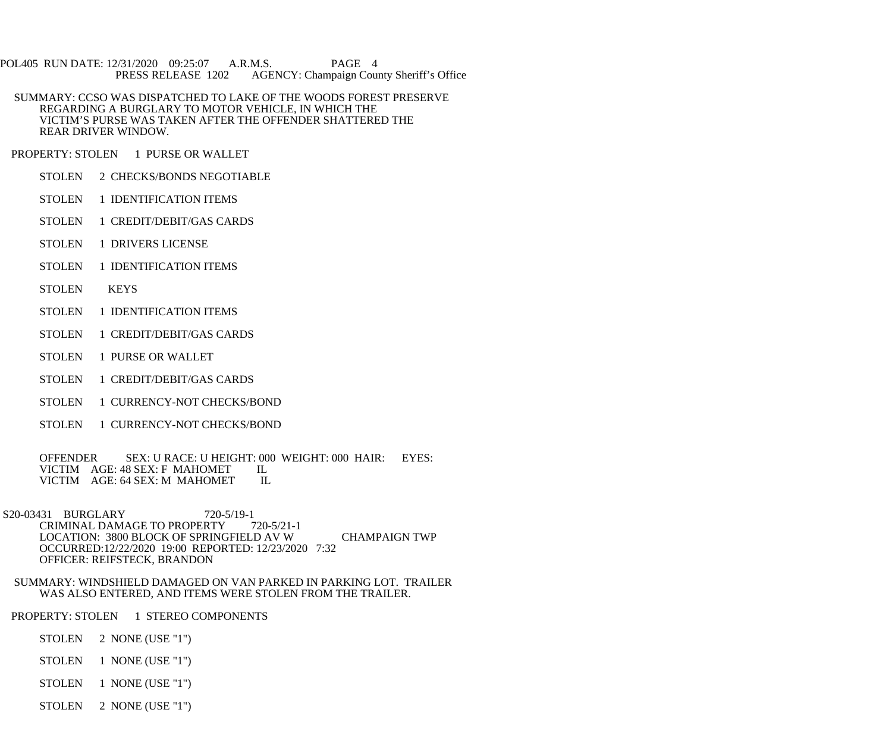SUMMARY: CCSO WAS DISPATCHED TO LAKE OF THE WOODS FOREST PRESERVE REGARDING A BURGLARY TO MOTOR VEHICLE, IN WHICH THE VICTIM'S PURSE WAS TAKEN AFTER THE OFFENDER SHATTERED THE REAR DRIVER WINDOW.

PROPERTY: STOLEN 1 PURSE OR WALLET

STOLEN 2 CHECKS/BONDS NEGOTIABLE

STOLEN 1 IDENTIFICATION ITEMS

STOLEN 1 CREDIT/DEBIT/GAS CARDS

STOLEN 1 DRIVERS LICENSE

STOLEN 1 IDENTIFICATION ITEMS

STOLEN KEYS

STOLEN 1 IDENTIFICATION ITEMS

STOLEN 1 CREDIT/DEBIT/GAS CARDS

STOLEN 1 PURSE OR WALLET

STOLEN 1 CREDIT/DEBIT/GAS CARDS

STOLEN 1 CURRENCY-NOT CHECKS/BOND

STOLEN 1 CURRENCY-NOT CHECKS/BOND

OFFENDER SEX: U RACE: U HEIGHT: 000 WEIGHT: 000 HAIR: EYES:
VICTIM AGE: 48 SEX: F MAHOMET IL
VICTIM AGE: 64 SEX: M MAHOMET IL

S20-03431 BURGLARY 720-5/19-1
CRIMINAL DAMAGE TO PROPERTY 720-5/21-1
LOCATION: 3800 BLOCK OF SPRINGFIELD AV W CHAMPAIGN TWP
OCCURRED:12/22/2020 19:00 REPORTED: 12/23/2020 7:32
OFFICER: REIFSTECK, BRANDON

SUMMARY: WINDSHIELD DAMAGED ON VAN PARKED IN PARKING LOT. TRAILER WAS ALSO ENTERED, AND ITEMS WERE STOLEN FROM THE TRAILER.

PROPERTY: STOLEN 1 STEREO COMPONENTS

STOLEN 2 NONE (USE "1")

STOLEN 1 NONE (USE "1")

STOLEN 1 NONE (USE "1")

STOLEN 2 NONE (USE "1")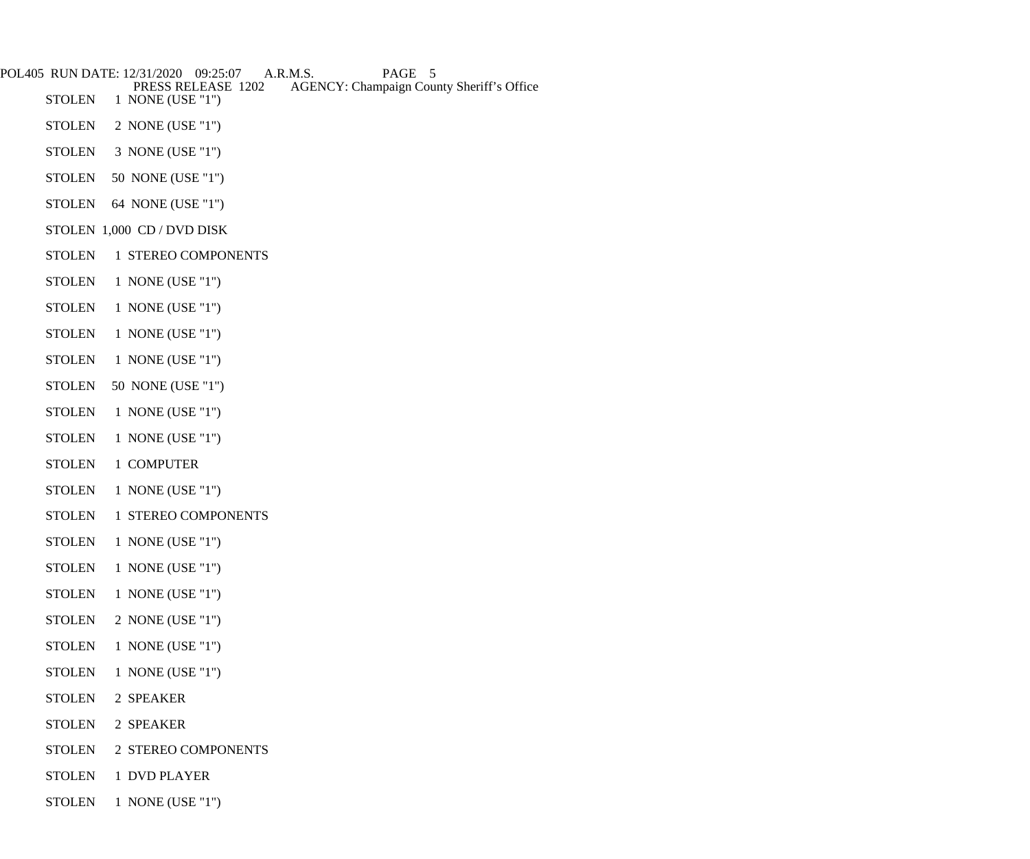STOLEN 1 NONE (USE "1")

STOLEN 2 NONE (USE "1")

STOLEN 3 NONE (USE "1")

STOLEN 50 NONE (USE "1")

STOLEN 64 NONE (USE "1")

STOLEN 1,000 CD / DVD DISK

STOLEN 1 STEREO COMPONENTS

STOLEN 1 NONE (USE "1")

STOLEN 1 NONE (USE "1")

STOLEN 1 NONE (USE "1")

STOLEN 1 NONE (USE "1")

STOLEN 50 NONE (USE "1")

STOLEN 1 NONE (USE "1")

STOLEN 1 NONE (USE "1")

STOLEN 1 COMPUTER

STOLEN 1 NONE (USE "1")

STOLEN 1 STEREO COMPONENTS

STOLEN 1 NONE (USE "1")

STOLEN 1 NONE (USE "1")

STOLEN 1 NONE (USE "1")

STOLEN 2 NONE (USE "1")

STOLEN 1 NONE (USE "1")

STOLEN 1 NONE (USE "1")

STOLEN 2 SPEAKER

STOLEN 2 SPEAKER

STOLEN 2 STEREO COMPONENTS

STOLEN 1 DVD PLAYER

STOLEN 1 NONE (USE "1")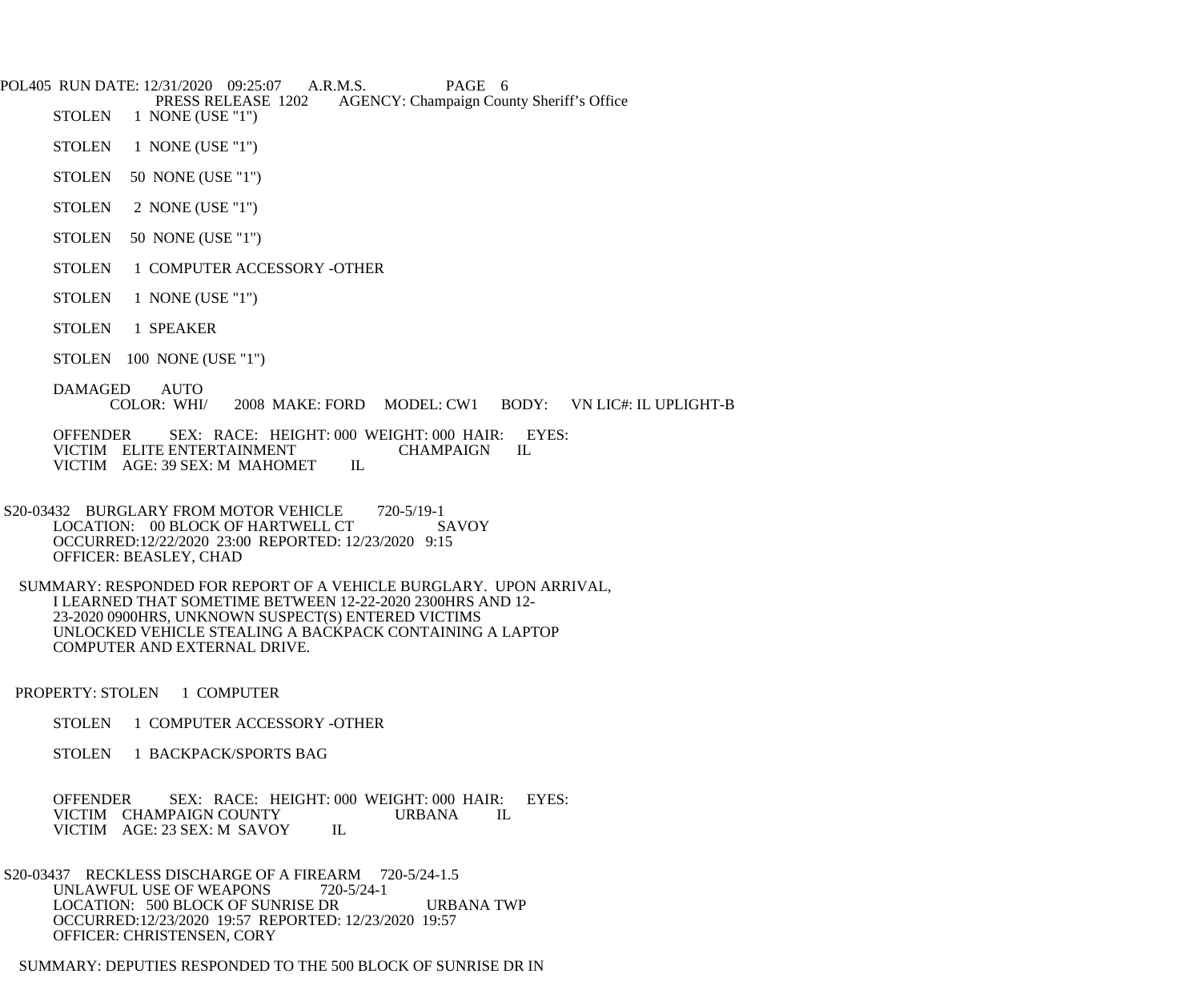STOLEN 1 NONE (USE "1")

STOLEN 1 NONE (USE "1")

STOLEN 50 NONE (USE "1")

STOLEN 2 NONE (USE "1")

STOLEN 50 NONE (USE "1")

STOLEN 1 COMPUTER ACCESSORY -OTHER

STOLEN 1 NONE (USE "1")

STOLEN 1 SPEAKER

STOLEN 100 NONE (USE "1")

DAMAGED AUTO
COLOR: WHI/ 2008 MAKE: FORD MODEL: CW1 BODY: VN LIC#: IL UPLIGHT-B

OFFENDER SEX: RACE: HEIGHT: 000 WEIGHT: 000 HAIR: EYES:
VICTIM ELITE ENTERTAINMENT CHAMPAIGN IL
VICTIM AGE: 39 SEX: M MAHOMET IL

S20-03432 BURGLARY FROM MOTOR VEHICLE 720-5/19-1
LOCATION: 00 BLOCK OF HARTWELL CT SAVOY
OCCURRED:12/22/2020 23:00 REPORTED: 12/23/2020 9:15
OFFICER: BEASLEY, CHAD

SUMMARY: RESPONDED FOR REPORT OF A VEHICLE BURGLARY. UPON ARRIVAL, I LEARNED THAT SOMETIME BETWEEN 12-22-2020 2300HRS AND 12-23-2020 0900HRS, UNKNOWN SUSPECT(S) ENTERED VICTIMS UNLOCKED VEHICLE STEALING A BACKPACK CONTAINING A LAPTOP COMPUTER AND EXTERNAL DRIVE.

PROPERTY: STOLEN 1 COMPUTER

STOLEN 1 COMPUTER ACCESSORY -OTHER

STOLEN 1 BACKPACK/SPORTS BAG

OFFENDER SEX: RACE: HEIGHT: 000 WEIGHT: 000 HAIR: EYES:
VICTIM CHAMPAIGN COUNTY URBANA IL
VICTIM AGE: 23 SEX: M SAVOY IL

S20-03437 RECKLESS DISCHARGE OF A FIREARM 720-5/24-1.5
UNLAWFUL USE OF WEAPONS 720-5/24-1
LOCATION: 500 BLOCK OF SUNRISE DR URBANA TWP
OCCURRED:12/23/2020 19:57 REPORTED: 12/23/2020 19:57
OFFICER: CHRISTENSEN, CORY

SUMMARY: DEPUTIES RESPONDED TO THE 500 BLOCK OF SUNRISE DR IN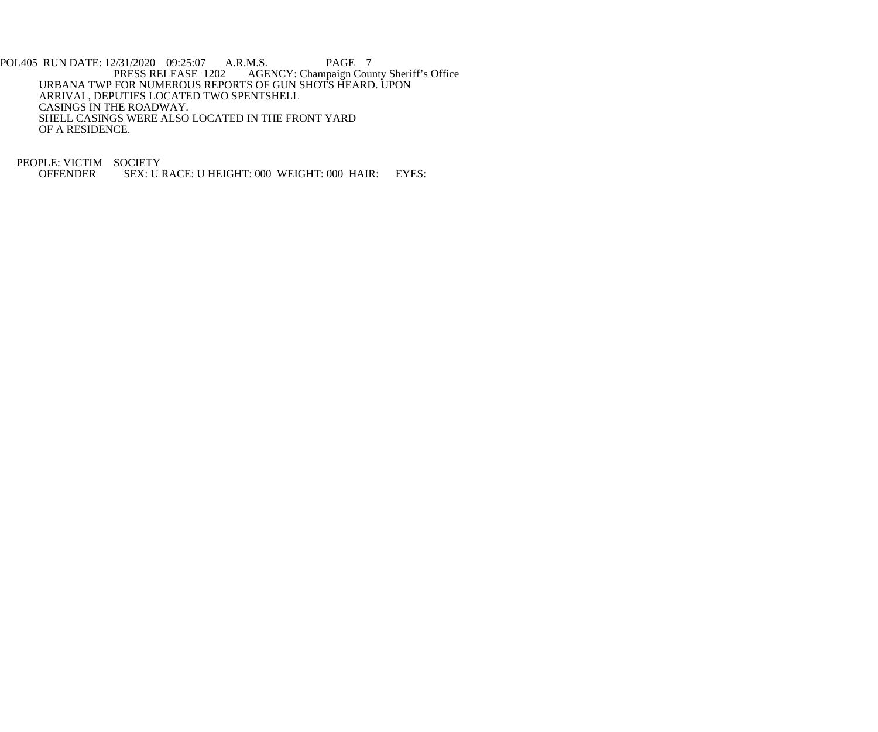PRESS RELEASE 1202 AGENCY: Champaign County Sheriff's Office

URBANA TWP FOR NUMEROUS REPORTS OF GUN SHOTS HEARD. UPON ARRIVAL, DEPUTIES LOCATED TWO SPENTSHELL CASINGS IN THE ROADWAY.
SHELL CASINGS WERE ALSO LOCATED IN THE FRONT YARD OF A RESIDENCE.

PEOPLE: VICTIM SOCIETY
OFFENDER SEX: U RACE: U HEIGHT: 000 WEIGHT: 000 HAIR: EYES: